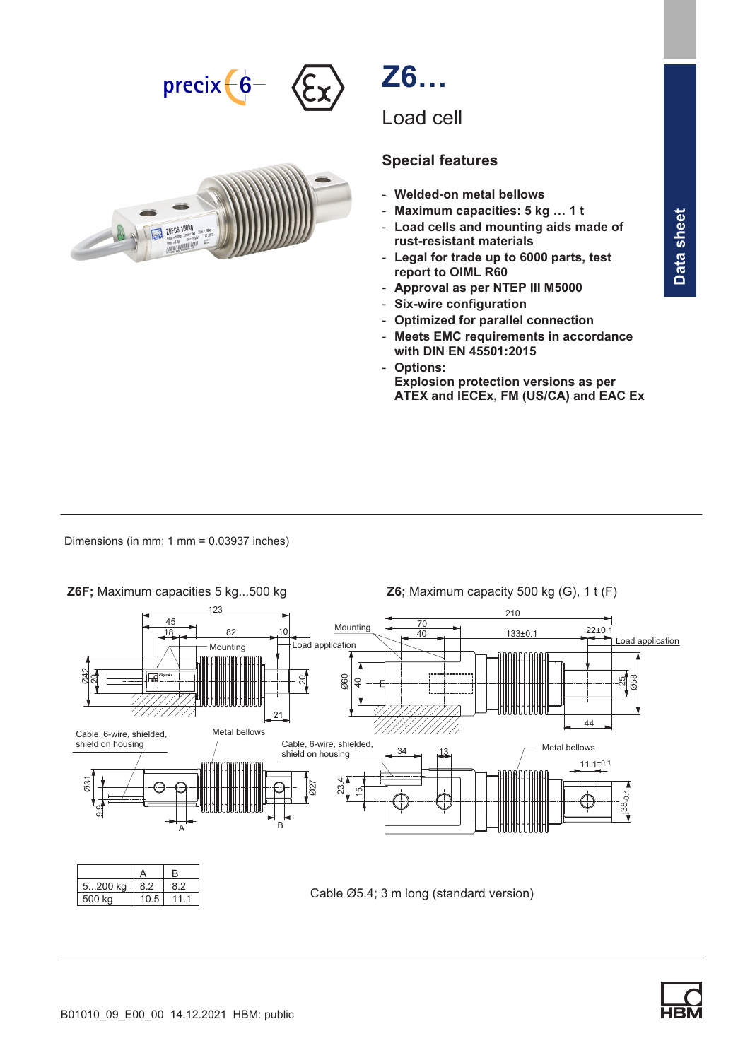# Z6…

Load cell

## Special features

- Welded-on metal bellows
- Maximum capacities: 5 kg … 1 t
- Load cells and mounting aids made of rust-resistant materials
- Legal for trade up to 6000 parts, test report to OIML R60
- Approval as per NTEP III M5000
- Six-wire configuration
- Optimized for parallel connection
- Meets EMC requirements in accordance with DIN EN 45501:2015
- Options:
  Explosion protection versions as per ATEX and IECEx, FM (US/CA) and EAC Ex

Data sheet

Dimensions (in mm; 1 mm = 0.03937 inches)

**Z6F;** Maximum capacities 5 kg...500 kg

**Z6;** Maximum capacity 500 kg (G), 1 t (F)

| | A | B |
|---|---|---|
| 5...200 kg | 8.2 | 8.2 |
| 500 kg | 10.5 | 11.1 |

Cable Ø5.4; 3 m long (standard version)

B01010_09_E00_00 14.12.2021 HBM: public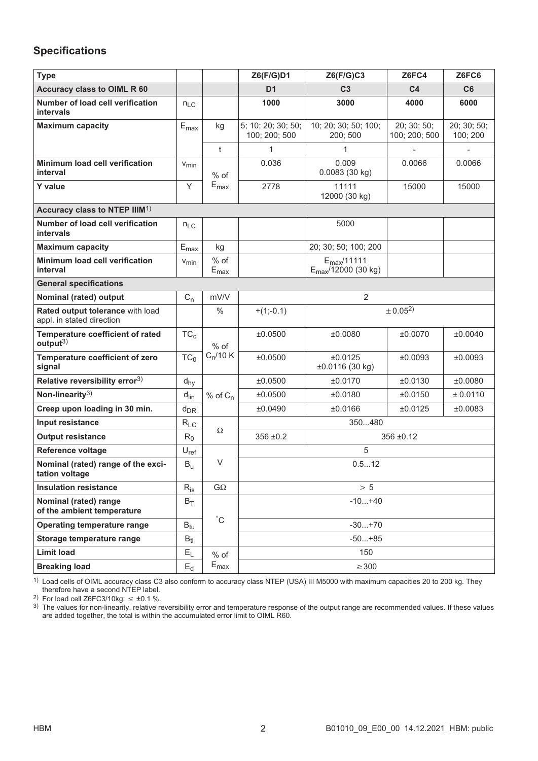## Specifications

| Type | | | Z6(F/G)D1 | Z6(F/G)C3 | Z6FC4 | Z6FC6 |
|---|---|---|---|---|---|---|
| **Accuracy class to OIML R 60** | | | **D1** | **C3** | **C4** | **C6** |
| **Number of load cell verification intervals** | $n_{LC}$ | | **1000** | **3000** | **4000** | **6000** |
| **Maximum capacity** | $E_{max}$ | kg | 5; 10; 20; 30; 50; 100; 200; 500 | 10; 20; 30; 50; 100; 200; 500 | 20; 30; 50; 100; 200; 500 | 20; 30; 50; 100; 200 |
| | | t | 1 | 1 | - | - |
| **Minimum load cell verification interval** | $v_{min}$ | % of $E_{max}$ | 0.036 | 0.009<br>0.0083 (30 kg) | 0.0066 | 0.0066 |
| **Y value** | Y | | 2778 | 11111<br>12000 (30 kg) | 15000 | 15000 |
| **Accuracy class to NTEP IIIM**[1] | | | | | | |
| **Number of load cell verification intervals** | $n_{LC}$ | | | 5000 | | |
| **Maximum capacity** | $E_{max}$ | kg | | 20; 30; 50; 100; 200 | | |
| **Minimum load cell verification interval** | $v_{min}$ | % of $E_{max}$ | | $E_{max}$/11111<br>$E_{max}$/12000 (30 kg) | | |
| **General specifications** | | | | | | |
| **Nominal (rated) output** | $C_n$ | mV/V | 2 | | | |
| **Rated output tolerance** with load appl. in stated direction | | % | +(1;-0.1) | ± 0.05[2] | | |
| **Temperature coefficient of rated output**[3] | $TC_c$ | % of $C_n$/10 K | ±0.0500 | ±0.0080 | ±0.0070 | ±0.0040 |
| **Temperature coefficient of zero signal** | $TC_0$ | % of $C_n$/10 K | ±0.0500 | ±0.0125<br>±0.0116 (30 kg) | ±0.0093 | ±0.0093 |
| **Relative reversibility error**[3] | $d_{hy}$ | % of $C_n$ | ±0.0500 | ±0.0170 | ±0.0130 | ±0.0080 |
| **Non-linearity**[3] | $d_{lin}$ | % of $C_n$ | ±0.0500 | ±0.0180 | ±0.0150 | ± 0.0110 |
| **Creep upon loading in 30 min.** | $d_{DR}$ | % of $C_n$ | ±0.0490 | ±0.0166 | ±0.0125 | ±0.0083 |
| **Input resistance** | $R_{LC}$ | Ω | 350...480 | | | |
| **Output resistance** | $R_0$ | Ω | 356 ±0.2 | 356 ±0.12 | | |
| **Reference voltage** | $U_{ref}$ | V | 5 | | | |
| **Nominal (rated) range of the excitation voltage** | $B_u$ | V | 0.5...12 | | | |
| **Insulation resistance** | $R_{is}$ | GΩ | > 5 | | | |
| **Nominal (rated) range of the ambient temperature** | $B_T$ | °C | -10...+40 | | | |
| **Operating temperature range** | $B_{tu}$ | °C | -30...+70 | | | |
| **Storage temperature range** | $B_{tl}$ | °C | -50...+85 | | | |
| **Limit load** | $E_L$ | % of $E_{max}$ | 150 | | | |
| **Breaking load** | $E_d$ | % of $E_{max}$ | ≥ 300 | | | |

[1] Load cells of OIML accuracy class C3 also conform to accuracy class NTEP (USA) III M5000 with maximum capacities 20 to 200 kg. They therefore have a second NTEP label.

[2] For load cell Z6FC3/10kg: ≤ ±0.1 %.

[3] The values for non-linearity, relative reversibility error and temperature response of the output range are recommended values. If these values are added together, the total is within the accumulated error limit to OIML R60.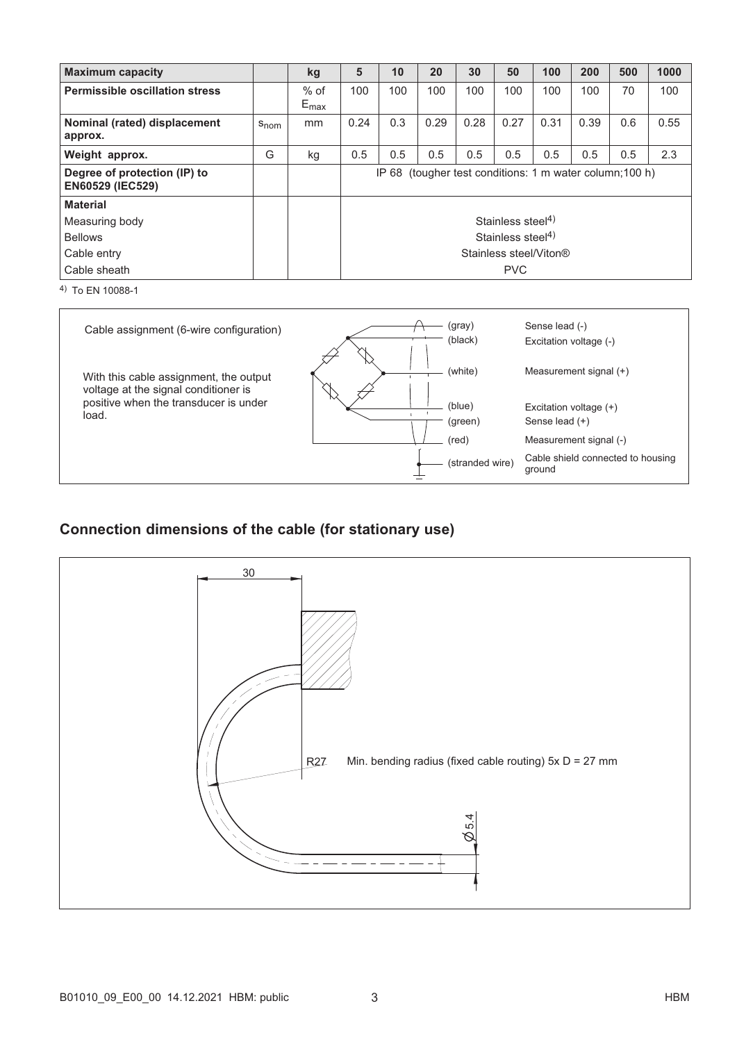| Maximum capacity | | kg | 5 | 10 | 20 | 30 | 50 | 100 | 200 | 500 | 1000 |
|---|---|---|---|---|---|---|---|---|---|---|---|
| **Permissible oscillation stress** | | % of $E_{max}$ | 100 | 100 | 100 | 100 | 100 | 100 | 100 | 70 | 100 |
| **Nominal (rated) displacement approx.** | $s_{nom}$ | mm | 0.24 | 0.3 | 0.29 | 0.28 | 0.27 | 0.31 | 0.39 | 0.6 | 0.55 |
| **Weight approx.** | G | kg | 0.5 | 0.5 | 0.5 | 0.5 | 0.5 | 0.5 | 0.5 | 0.5 | 2.3 |
| **Degree of protection (IP) to EN60529 (IEC529)** | | | IP 68 (tougher test conditions: 1 m water column;100 h) | | | | | | | | |
| **Material** | | | | | | | | | | | |
| Measuring body | | | Stainless steel[4] | | | | | | | | |
| Bellows | | | Stainless steel[4] | | | | | | | | |
| Cable entry | | | Stainless steel/Viton® | | | | | | | | |
| Cable sheath | | | PVC | | | | | | | | |

[4] To EN 10088-1

Cable assignment (6-wire configuration)

With this cable assignment, the output voltage at the signal conditioner is positive when the transducer is under load.

| Wire | Assignment |
|---|---|
| (gray) | Sense lead (-) |
| (black) | Excitation voltage (-) |
| (white) | Measurement signal (+) |
| (blue) | Excitation voltage (+) |
| (green) | Sense lead (+) |
| (red) | Measurement signal (-) |
| (stranded wire) | Cable shield connected to housing ground |

## Connection dimensions of the cable (for stationary use)

30

R27 Min. bending radius (fixed cable routing) 5x D = 27 mm

Ø5.4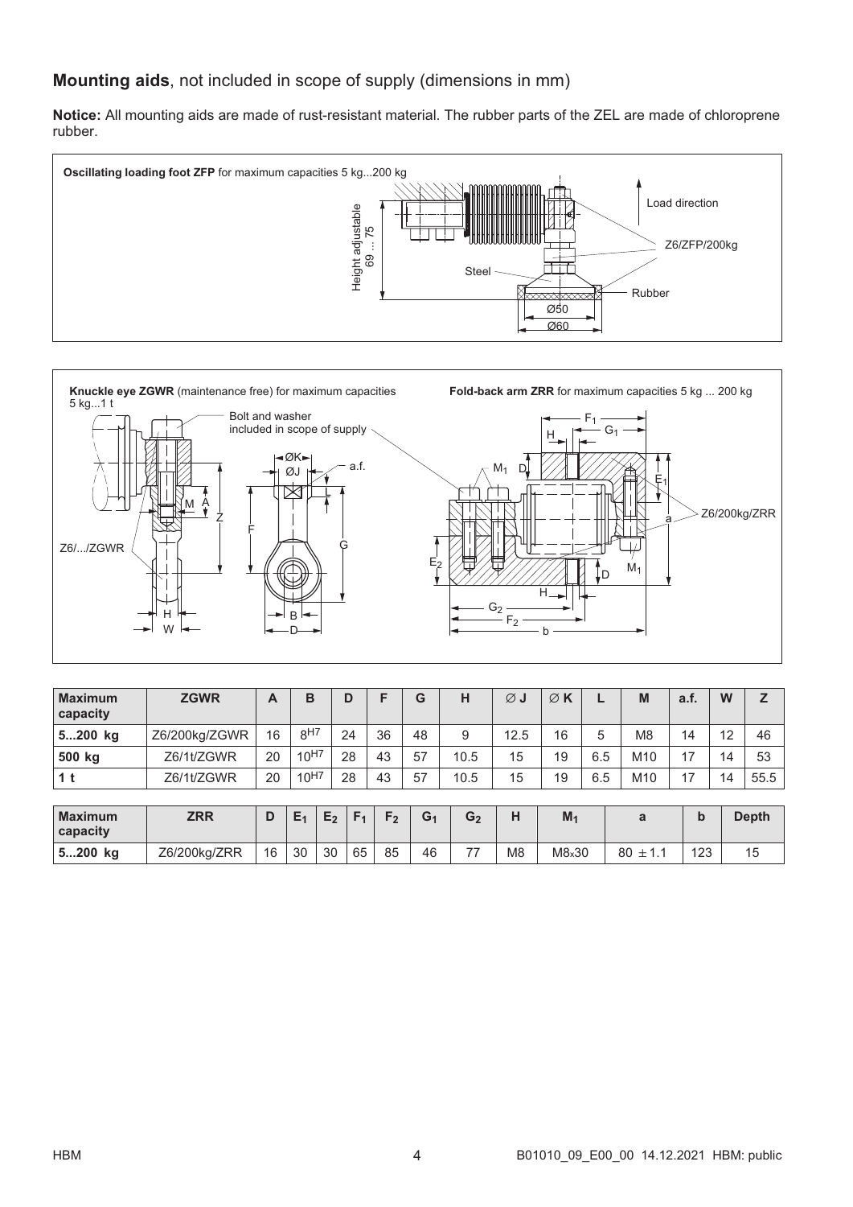## **Mounting aids**, not included in scope of supply (dimensions in mm)

**Notice:** All mounting aids are made of rust-resistant material. The rubber parts of the ZEL are made of chloroprene rubber.

**Oscillating loading foot ZFP** for maximum capacities 5 kg...200 kg

Height adjustable 69 ... 75

Load direction

Z6/ZFP/200kg

Steel

Rubber

Ø50

Ø60

**Knuckle eye ZGWR** (maintenance free) for maximum capacities 5 kg...1 t

Bolt and washer included in scope of supply

**Fold-back arm ZRR** for maximum capacities 5 kg ... 200 kg

| Maximum capacity | ZGWR | A | B | D | F | G | H | ∅ J | ∅ K | L | M | a.f. | W | Z |
|---|---|---|---|---|---|---|---|---|---|---|---|---|---|---|
| **5...200 kg** | Z6/200kg/ZGWR | 16 | $8^{H7}$ | 24 | 36 | 48 | 9 | 12.5 | 16 | 5 | M8 | 14 | 12 | 46 |
| **500 kg** | Z6/1t/ZGWR | 20 | $10^{H7}$ | 28 | 43 | 57 | 10.5 | 15 | 19 | 6.5 | M10 | 17 | 14 | 53 |
| **1 t** | Z6/1t/ZGWR | 20 | $10^{H7}$ | 28 | 43 | 57 | 10.5 | 15 | 19 | 6.5 | M10 | 17 | 14 | 55.5 |

| Maximum capacity | ZRR | D | $E_1$ | $E_2$ | $F_1$ | $F_2$ | $G_1$ | $G_2$ | H | $M_1$ | a | b | Depth |
|---|---|---|---|---|---|---|---|---|---|---|---|---|---|
| **5...200 kg** | Z6/200kg/ZRR | 16 | 30 | 30 | 65 | 85 | 46 | 77 | M8 | M8x30 | $80 \pm 1.1$ | 123 | 15 |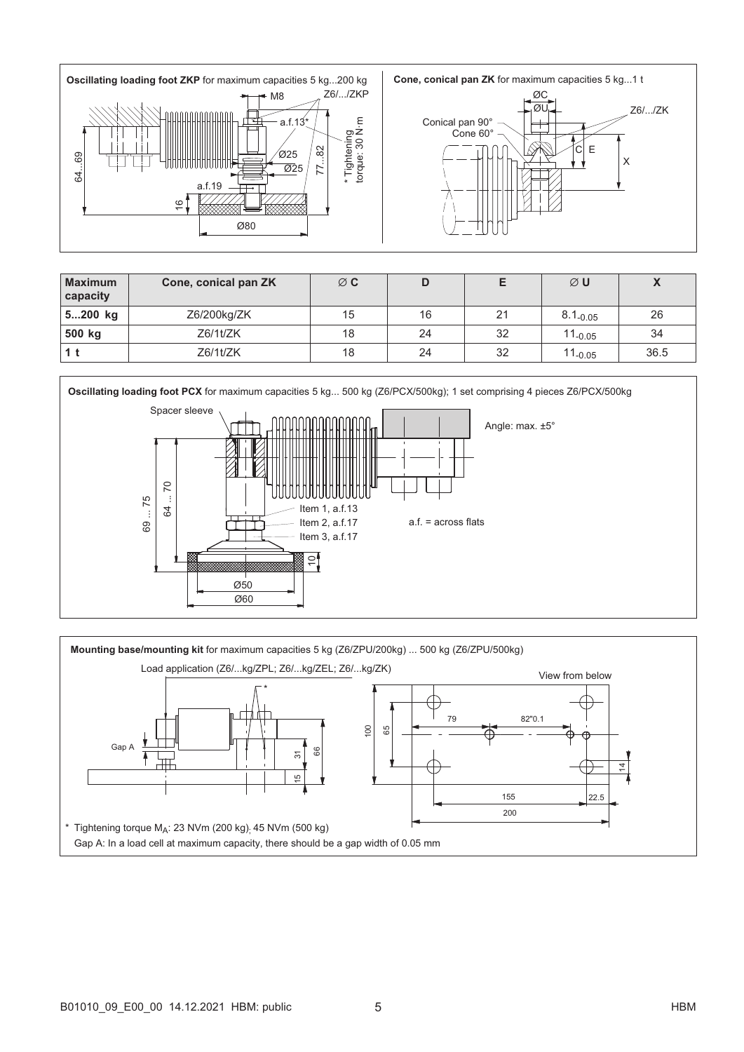**Oscillating loading foot ZKP** for maximum capacities 5 kg...200 kg

M8
Z6/.../ZKP
a.f.13*
Ø25
Ø25
77...82
\* Tightening torque: 30 N·m
64...69
a.f.19
16
Ø80

**Cone, conical pan ZK** for maximum capacities 5 kg...1 t

ØC
ØU
Z6/.../ZK
Conical pan 90°
Cone 60°
C
E
X

| Maximum capacity | Cone, conical pan ZK | ∅ C | D | E | ∅ U | X |
|---|---|---|---|---|---|---|
| 5...200 kg | Z6/200kg/ZK | 15 | 16 | 21 | $8.1_{-0.05}$ | 26 |
| 500 kg | Z6/1t/ZK | 18 | 24 | 32 | $11_{-0.05}$ | 34 |
| 1 t | Z6/1t/ZK | 18 | 24 | 32 | $11_{-0.05}$ | 36.5 |

**Oscillating loading foot PCX** for maximum capacities 5 kg... 500 kg (Z6/PCX/500kg); 1 set comprising 4 pieces Z6/PCX/500kg

Spacer sleeve
Angle: max. ±5°
69 ... 75
64 ... 70
Item 1, a.f.13
Item 2, a.f.17
Item 3, a.f.17
a.f. = across flats
10
Ø50
Ø60

**Mounting base/mounting kit** for maximum capacities 5 kg (Z6/ZPU/200kg) ... 500 kg (Z6/ZPU/500kg)

Load application (Z6/...kg/ZPL; Z6/...kg/ZEL; Z6/...kg/ZK)
View from below
\*
Gap A
31
66
15
100
65
79
82"0.1
14
155
22.5
200

\* Tightening torque $M_A$: 23 NVm (200 kg); 45 NVm (500 kg)
Gap A: In a load cell at maximum capacity, there should be a gap width of 0.05 mm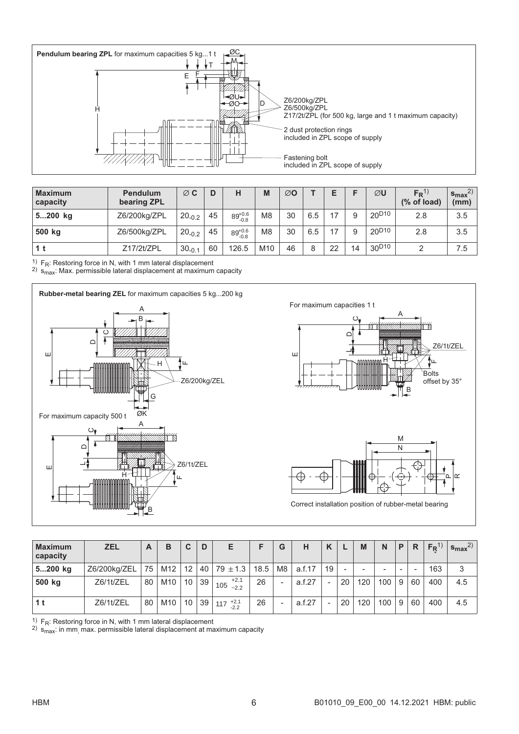**Pendulum bearing ZPL** for maximum capacities 5 kg...1 t

Z6/200kg/ZPL
Z6/500kg/ZPL
Z17/2t/ZPL (for 500 kg, large and 1 t maximum capacity)

2 dust protection rings included in ZPL scope of supply

Fastening bolt included in ZPL scope of supply

| Maximum capacity | Pendulum bearing ZPL | ∅ C | D | H | M | ∅O | T | E | F | ∅U | $F_R$ [1] (% of load) | $s_{max}$ [2] (mm) |
|---|---|---|---|---|---|---|---|---|---|---|---|---|
| **5...200 kg** | Z6/200kg/ZPL | $20_{-0.2}$ | 45 | $89^{+0.6}_{-0.8}$ | M8 | 30 | 6.5 | 17 | 9 | $20^{D10}$ | 2.8 | 3.5 |
| **500 kg** | Z6/500kg/ZPL | $20_{-0.2}$ | 45 | $89^{+0.6}_{-0.8}$ | M8 | 30 | 6.5 | 17 | 9 | $20^{D10}$ | 2.8 | 3.5 |
| **1 t** | Z17/2t/ZPL | $30_{-0.1}$ | 60 | 126.5 | M10 | 46 | 8 | 22 | 14 | $30^{D10}$ | 2 | 7.5 |

1) $F_R$: Restoring force in N, with 1 mm lateral displacement
2) $s_{max}$: Max. permissible lateral displacement at maximum capacity

**Rubber-metal bearing ZEL** for maximum capacities 5 kg...200 kg

Z6/200kg/ZEL

For maximum capacities 1 t

Z6/1t/ZEL

Bolts offset by 35°

For maximum capacity 500 t

Z6/1t/ZEL

Correct installation position of rubber-metal bearing

| Maximum capacity | ZEL | A | B | C | D | E | F | G | H | K | L | M | N | P | R | $F_R$ [1] | $s_{max}$ [2] |
|---|---|---|---|---|---|---|---|---|---|---|---|---|---|---|---|---|---|
| **5...200 kg** | Z6/200kg/ZEL | 75 | M12 | 12 | 40 | 79 ± 1.3 | 18.5 | M8 | a.f.17 | 19 | - | - | - | - | - | 163 | 3 |
| **500 kg** | Z6/1t/ZEL | 80 | M10 | 10 | 39 | $105^{+2.1}_{-2.2}$ | 26 | - | a.f.27 | - | 20 | 120 | 100 | 9 | 60 | 400 | 4.5 |
| **1 t** | Z6/1t/ZEL | 80 | M10 | 10 | 39 | $117^{+2.1}_{-2.2}$ | 26 | - | a.f.27 | - | 20 | 120 | 100 | 9 | 60 | 400 | 4.5 |

1) $F_R$: Restoring force in N, with 1 mm lateral displacement
2) $s_{max}$: in mm, max. permissible lateral displacement at maximum capacity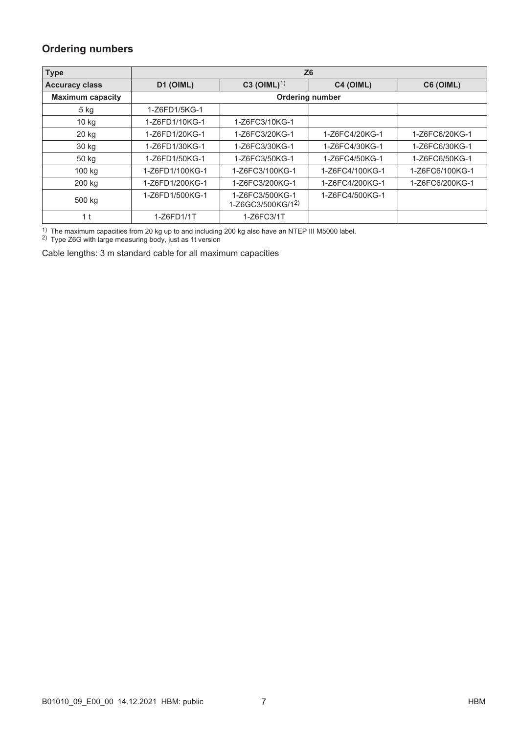## Ordering numbers

| Type | Z6 | | | |
|---|---|---|---|---|
| **Accuracy class** | **D1 (OIML)** | **C3 (OIML)**[1] | **C4 (OIML)** | **C6 (OIML)** |
| **Maximum capacity** | **Ordering number** | | | |
| 5 kg | 1-Z6FD1/5KG-1 | | | |
| 10 kg | 1-Z6FD1/10KG-1 | 1-Z6FC3/10KG-1 | | |
| 20 kg | 1-Z6FD1/20KG-1 | 1-Z6FC3/20KG-1 | 1-Z6FC4/20KG-1 | 1-Z6FC6/20KG-1 |
| 30 kg | 1-Z6FD1/30KG-1 | 1-Z6FC3/30KG-1 | 1-Z6FC4/30KG-1 | 1-Z6FC6/30KG-1 |
| 50 kg | 1-Z6FD1/50KG-1 | 1-Z6FC3/50KG-1 | 1-Z6FC4/50KG-1 | 1-Z6FC6/50KG-1 |
| 100 kg | 1-Z6FD1/100KG-1 | 1-Z6FC3/100KG-1 | 1-Z6FC4/100KG-1 | 1-Z6FC6/100KG-1 |
| 200 kg | 1-Z6FD1/200KG-1 | 1-Z6FC3/200KG-1 | 1-Z6FC4/200KG-1 | 1-Z6FC6/200KG-1 |
| 500 kg | 1-Z6FD1/500KG-1 | 1-Z6FC3/500KG-1<br>1-Z6GC3/500KG/1[2] | 1-Z6FC4/500KG-1 | |
| 1 t | 1-Z6FD1/1T | 1-Z6FC3/1T | | |

[1] The maximum capacities from 20 kg up to and including 200 kg also have an NTEP III M5000 label.
[2] Type Z6G with large measuring body, just as 1t version

Cable lengths: 3 m standard cable for all maximum capacities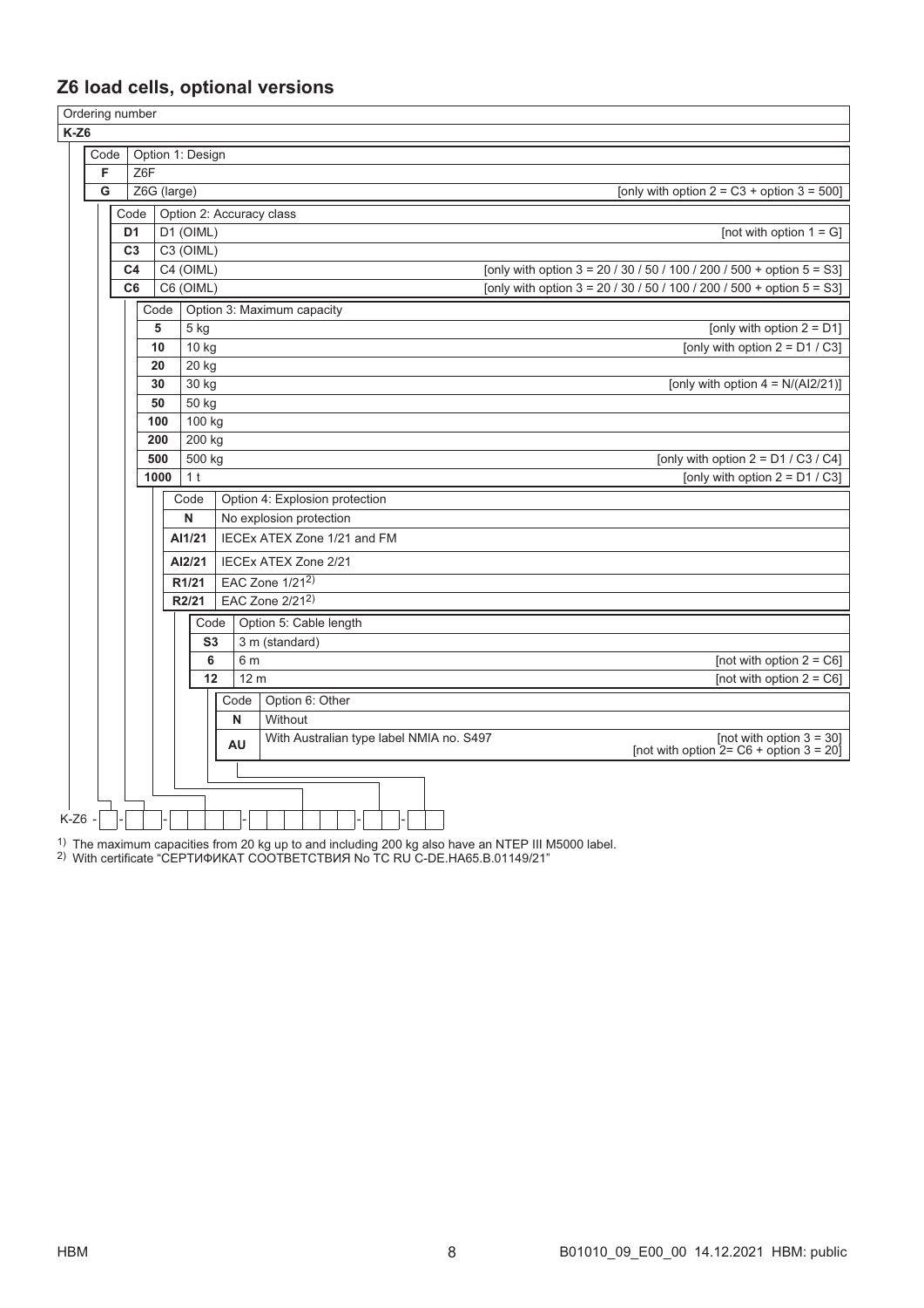## Z6 load cells, optional versions

Ordering number

**K-Z6**

| Code | Option 1: Design | |
|---|---|---|
| **F** | Z6F | |
| **G** | Z6G (large) | [only with option 2 = C3 + option 3 = 500] |

| Code | Option 2: Accuracy class | |
|---|---|---|
| **D1** | D1 (OIML) | [not with option 1 = G] |
| **C3** | C3 (OIML) | |
| **C4** | C4 (OIML) | [only with option 3 = 20 / 30 / 50 / 100 / 200 / 500 + option 5 = S3] |
| **C6** | C6 (OIML) | [only with option 3 = 20 / 30 / 50 / 100 / 200 / 500 + option 5 = S3] |

| Code | Option 3: Maximum capacity | |
|---|---|---|
| **5** | 5 kg | [only with option 2 = D1] |
| **10** | 10 kg | [only with option 2 = D1 / C3] |
| **20** | 20 kg | |
| **30** | 30 kg | [only with option 4 = N/(AI2/21)] |
| **50** | 50 kg | |
| **100** | 100 kg | |
| **200** | 200 kg | |
| **500** | 500 kg | [only with option 2 = D1 / C3 / C4] |
| **1000** | 1 t | [only with option 2 = D1 / C3] |

| Code | Option 4: Explosion protection |
|---|---|
| **N** | No explosion protection |
| **AI1/21** | IECEx ATEX Zone 1/21 and FM |
| **AI2/21** | IECEx ATEX Zone 2/21 |
| **R1/21** | EAC Zone 1/21[2] |
| **R2/21** | EAC Zone 2/21[2] |

| Code | Option 5: Cable length | |
|---|---|---|
| **S3** | 3 m (standard) | |
| **6** | 6 m | [not with option 2 = C6] |
| **12** | 12 m | [not with option 2 = C6] |

| Code | Option 6: Other | |
|---|---|---|
| **N** | Without | |
| **AU** | With Australian type label NMIA no. S497 | [not with option 3 = 30] [not with option 2= C6 + option 3 = 20] |

K-Z6 - [ ] - [ ] - [ ] - [ ] - [ ] - [ ]

[1] The maximum capacities from 20 kg up to and including 200 kg also have an NTEP III M5000 label.

[2] With certificate "СЕРТИФИКАТ СООТВЕТСТВИЯ No TC RU C-DE.HA65.B.01149/21"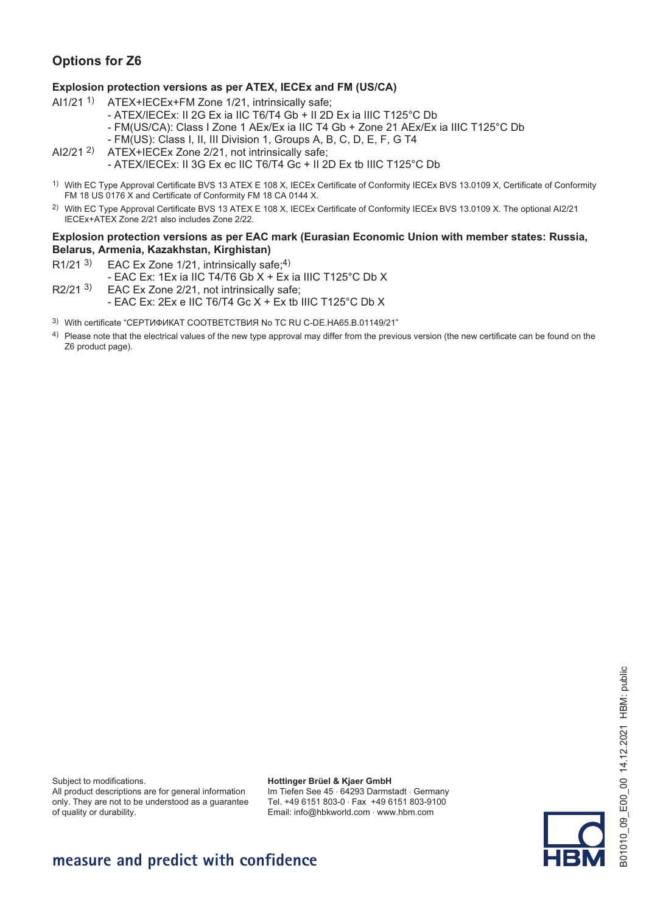## Options for Z6

### Explosion protection versions as per ATEX, IECEx and FM (US/CA)

AI1/21 [1] ATEX+IECEx+FM Zone 1/21, intrinsically safe;
- ATEX/IECEx: II 2G Ex ia IIC T6/T4 Gb + II 2D Ex ia IIIC T125°C Db
- FM(US/CA): Class I Zone 1 AEx/Ex ia IIC T4 Gb + Zone 21 AEx/Ex ia IIIC T125°C Db
- FM(US): Class I, II, III Division 1, Groups A, B, C, D, E, F, G T4

AI2/21 [2] ATEX+IECEx Zone 2/21, not intrinsically safe;
- ATEX/IECEx: II 3G Ex ec IIC T6/T4 Gc + II 2D Ex tb IIIC T125°C Db

[1] With EC Type Approval Certificate BVS 13 ATEX E 108 X, IECEx Certificate of Conformity IECEx BVS 13.0109 X, Certificate of Conformity FM 18 US 0176 X and Certificate of Conformity FM 18 CA 0144 X.

[2] With EC Type Approval Certificate BVS 13 ATEX E 108 X, IECEx Certificate of Conformity IECEx BVS 13.0109 X. The optional AI2/21 IECEx+ATEX Zone 2/21 also includes Zone 2/22.

### Explosion protection versions as per EAC mark (Eurasian Economic Union with member states: Russia, Belarus, Armenia, Kazakhstan, Kirghistan)

R1/21 [3] EAC Ex Zone 1/21, intrinsically safe;[4]
- EAC Ex: 1Ex ia IIC T4/T6 Gb X + Ex ia IIIC T125°C Db X

R2/21 [3] EAC Ex Zone 2/21, not intrinsically safe;
- EAC Ex: 2Ex e IIC T6/T4 Gc X + Ex tb IIIC T125°C Db X

[3] With certificate "СЕРТИФИКАТ СООТВЕТСТВИЯ No TC RU C-DE.HA65.B.01149/21"

[4] Please note that the electrical values of the new type approval may differ from the previous version (the new certificate can be found on the Z6 product page).

Subject to modifications.
All product descriptions are for general information only. They are not to be understood as a guarantee of quality or durability.

**Hottinger Brüel & Kjaer GmbH**
Im Tiefen See 45 · 64293 Darmstadt · Germany
Tel. +49 6151 803-0 · Fax +49 6151 803-9100
Email: info@hbkworld.com · www.hbm.com

**measure and predict with confidence**

B01010_09_E00_00 14.12.2021 HBM: public